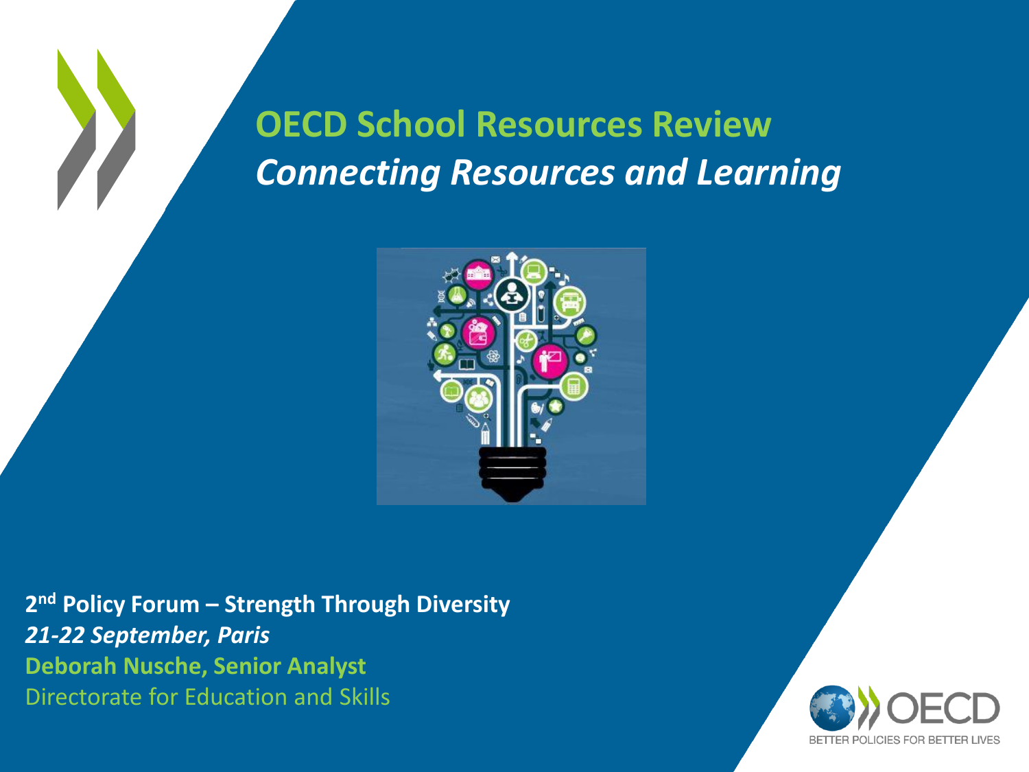# OECD School Resources Review

## *Connecting Resources and Learning*

**2nd Policy Forum – Strength Through Diversity**

***21-22 September, Paris***

**Deborah Nusche, Senior Analyst**

Directorate for Education and Skills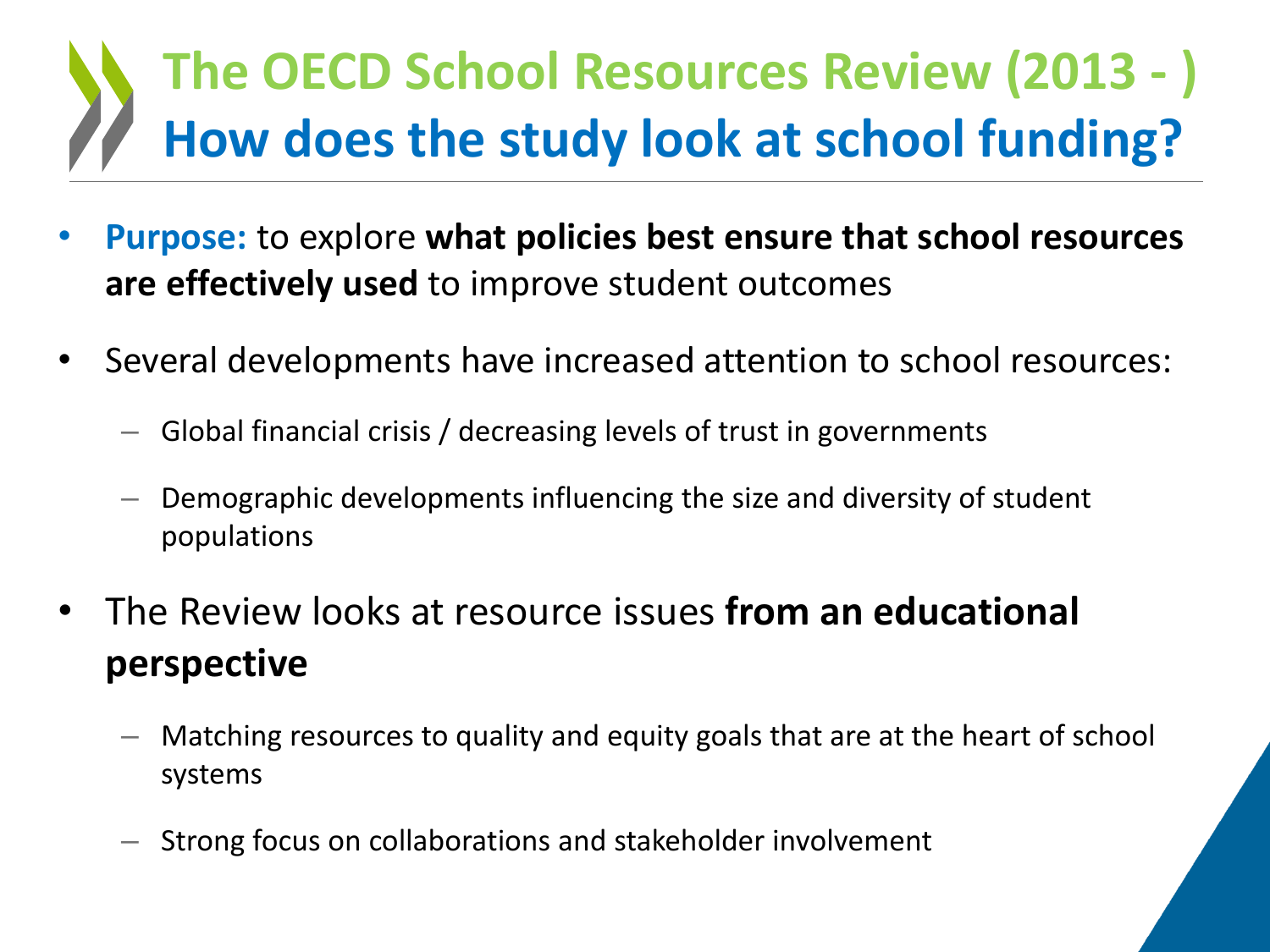# The OECD School Resources Review (2013 - )

## How does the study look at school funding?

- **Purpose:** to explore **what policies best ensure that school resources are effectively used** to improve student outcomes
- Several developments have increased attention to school resources:
  - Global financial crisis / decreasing levels of trust in governments
  - Demographic developments influencing the size and diversity of student populations
- The Review looks at resource issues **from an educational perspective**
  - Matching resources to quality and equity goals that are at the heart of school systems
  - Strong focus on collaborations and stakeholder involvement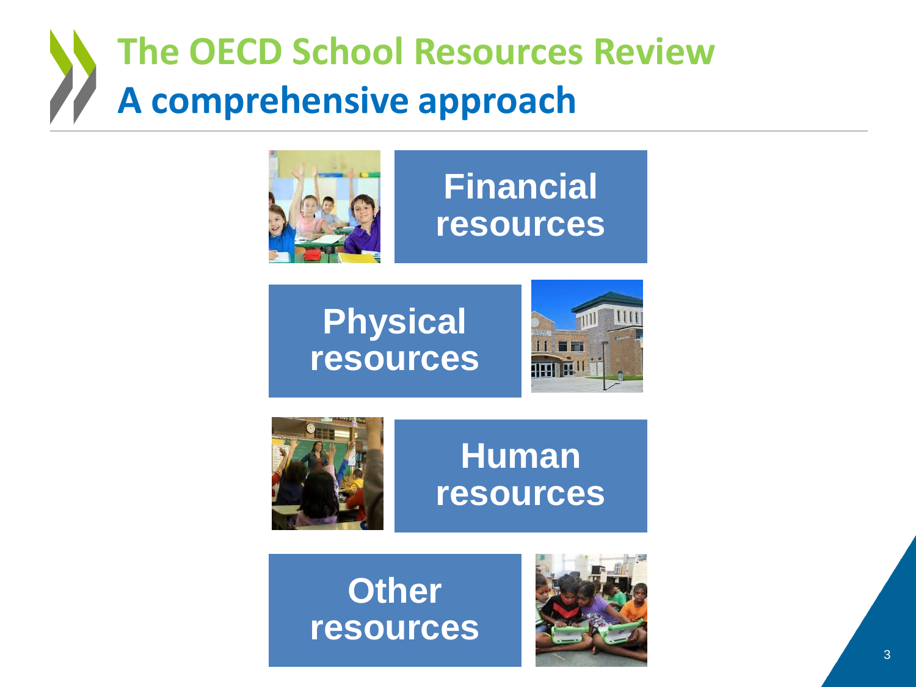# The OECD School Resources Review

## A comprehensive approach

- Financial resources
- Physical resources
- Human resources
- Other resources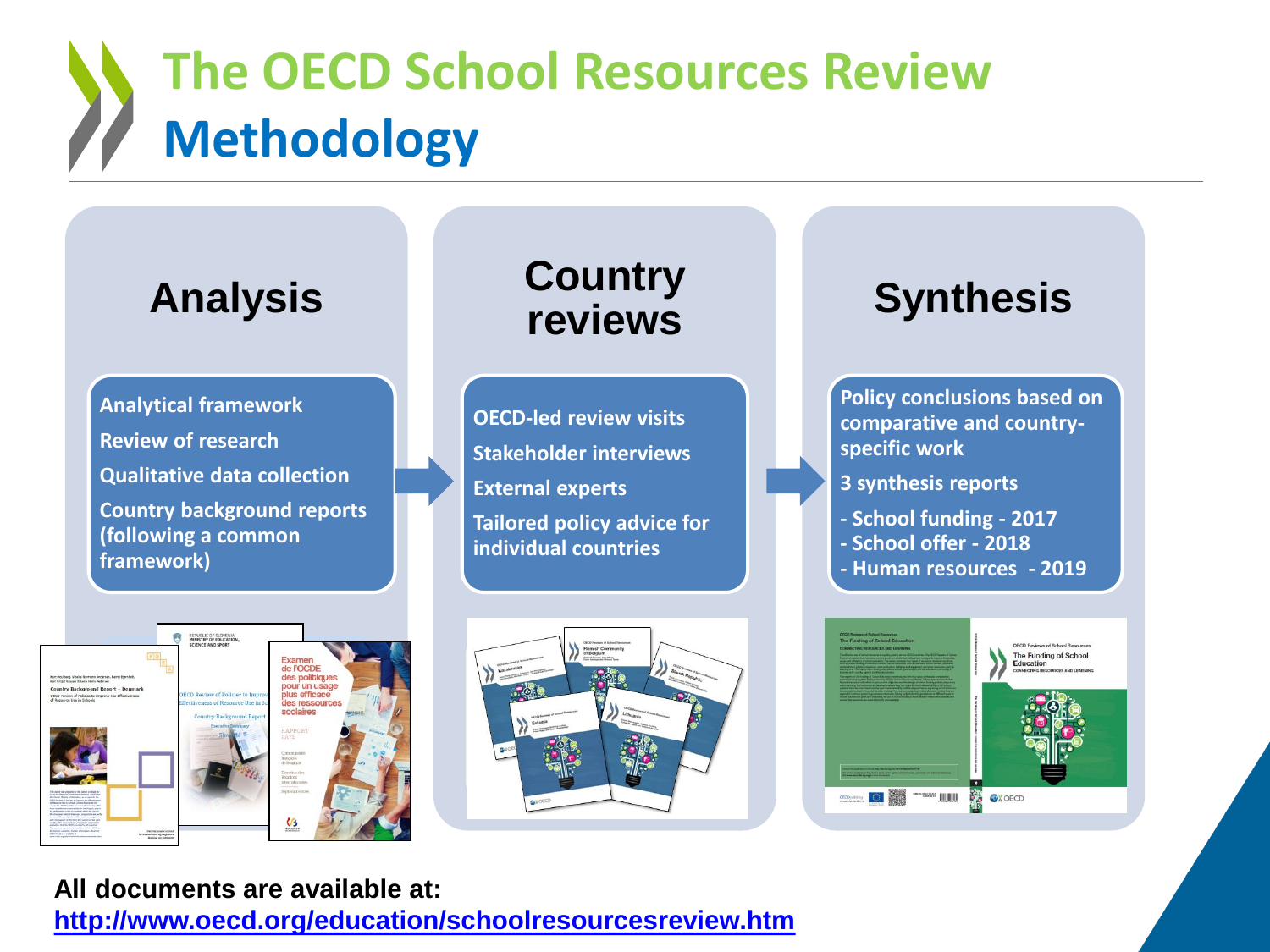# The OECD School Resources Review

## Methodology

### Analysis

- Analytical framework
- Review of research
- Qualitative data collection
- Country background reports (following a common framework)

### Country reviews

- OECD-led review visits
- Stakeholder interviews
- External experts
- Tailored policy advice for individual countries

### Synthesis

- Policy conclusions based on comparative and country-specific work
- 3 synthesis reports
  - School funding - 2017
  - School offer - 2018
  - Human resources - 2019

**All documents are available at:**
**http://www.oecd.org/education/schoolresourcesreview.htm**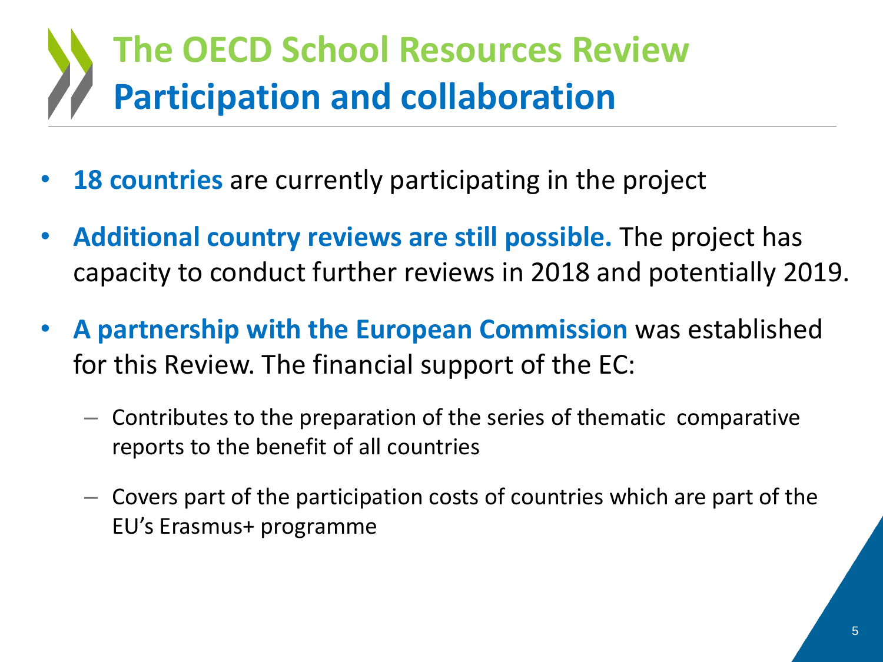# The OECD School Resources Review
## Participation and collaboration

- **18 countries** are currently participating in the project
- **Additional country reviews are still possible.** The project has capacity to conduct further reviews in 2018 and potentially 2019.
- **A partnership with the European Commission** was established for this Review. The financial support of the EC:
  - Contributes to the preparation of the series of thematic comparative reports to the benefit of all countries
  - Covers part of the participation costs of countries which are part of the EU's Erasmus+ programme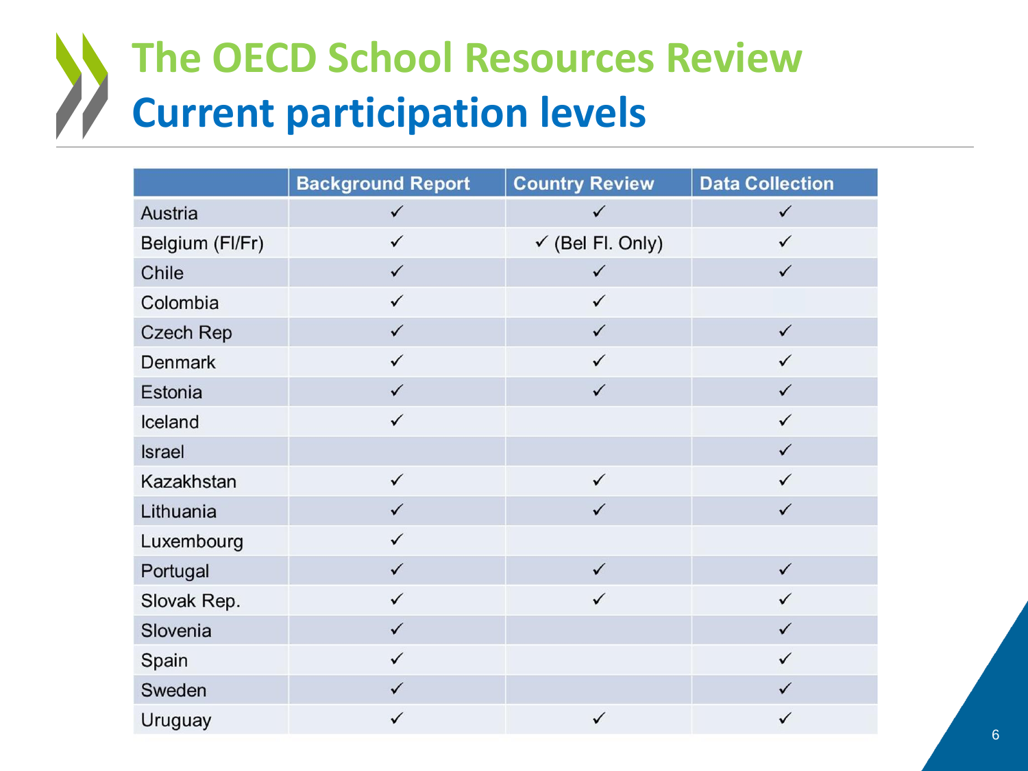# The OECD School Resources Review

## Current participation levels

| | Background Report | Country Review | Data Collection |
|---|---|---|---|
| Austria | ✓ | ✓ | ✓ |
| Belgium (Fl/Fr) | ✓ | ✓ (Bel Fl. Only) | ✓ |
| Chile | ✓ | ✓ | ✓ |
| Colombia | ✓ | ✓ | |
| Czech Rep | ✓ | ✓ | ✓ |
| Denmark | ✓ | ✓ | ✓ |
| Estonia | ✓ | ✓ | ✓ |
| Iceland | ✓ | | ✓ |
| Israel | | | ✓ |
| Kazakhstan | ✓ | ✓ | ✓ |
| Lithuania | ✓ | ✓ | ✓ |
| Luxembourg | ✓ | | |
| Portugal | ✓ | ✓ | ✓ |
| Slovak Rep. | ✓ | ✓ | ✓ |
| Slovenia | ✓ | | ✓ |
| Spain | ✓ | | ✓ |
| Sweden | ✓ | | ✓ |
| Uruguay | ✓ | ✓ | ✓ |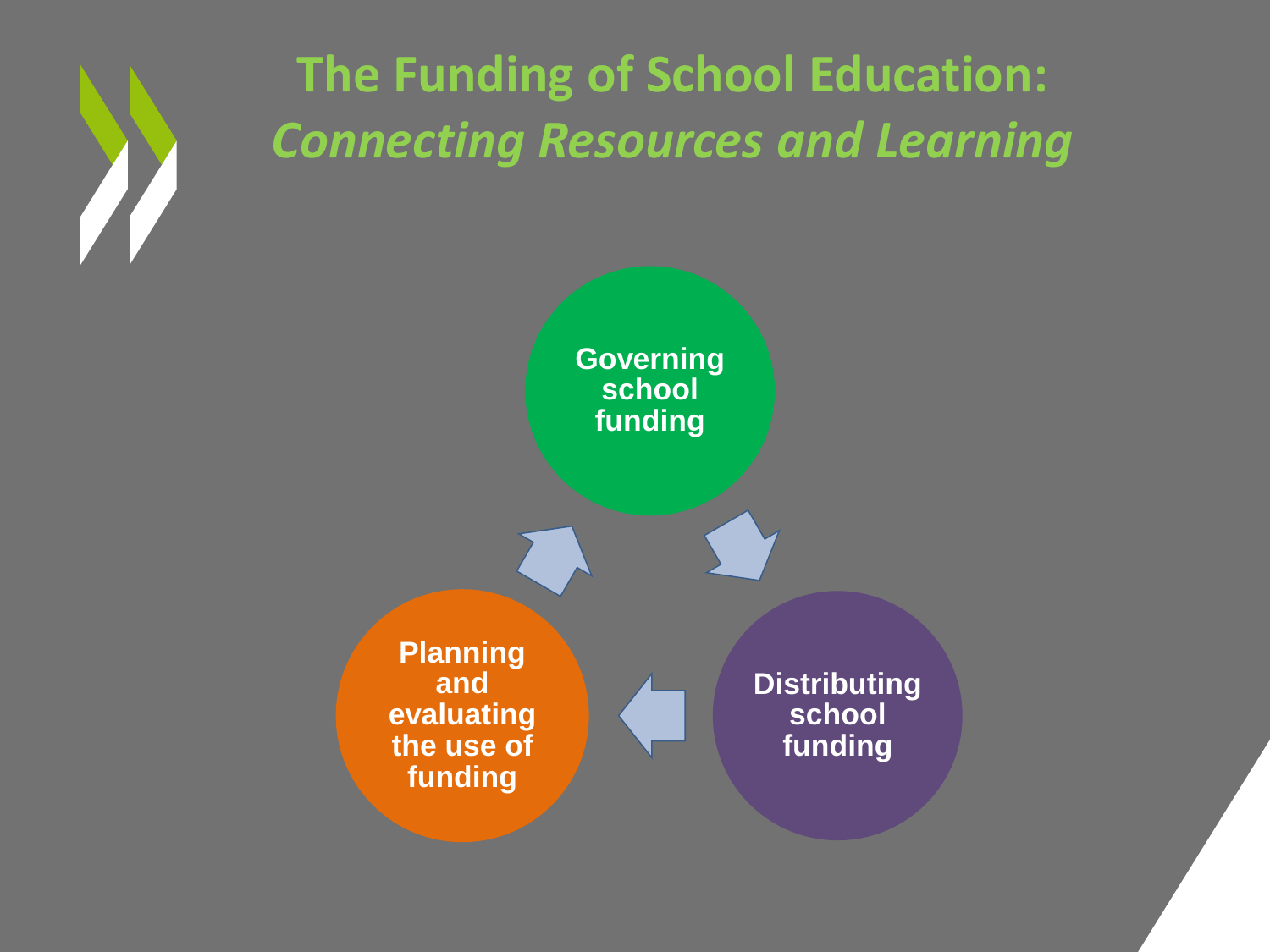# The Funding of School Education: *Connecting Resources and Learning*

Governing school funding

Distributing school funding

Planning and evaluating the use of funding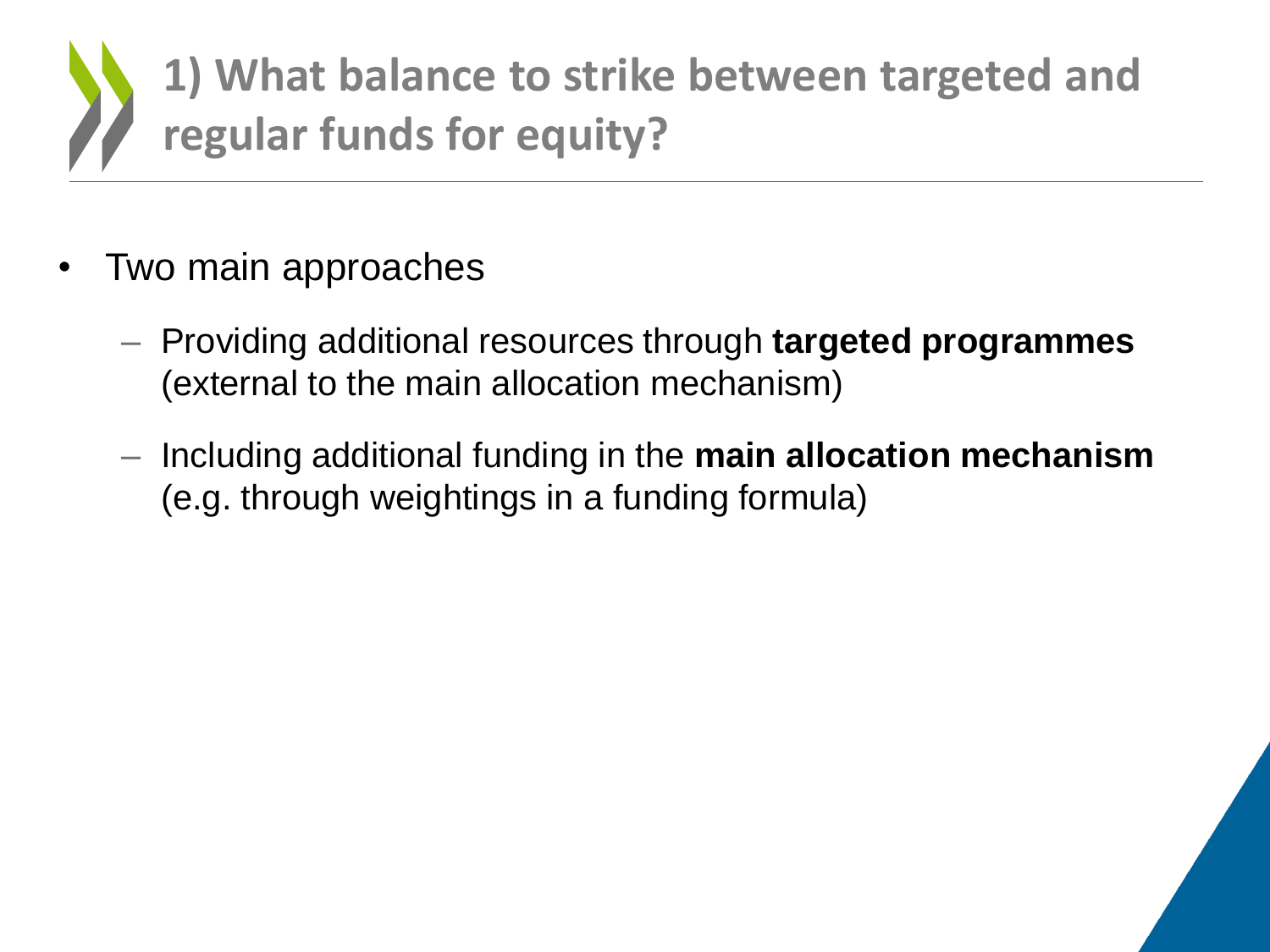# 1) What balance to strike between targeted and regular funds for equity?

- Two main approaches
  - Providing additional resources through **targeted programmes** (external to the main allocation mechanism)
  - Including additional funding in the **main allocation mechanism** (e.g. through weightings in a funding formula)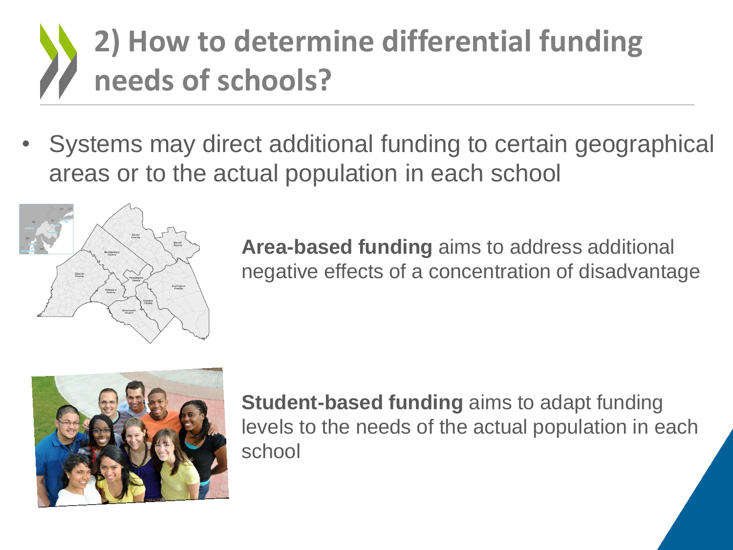# 2) How to determine differential funding needs of schools?

- Systems may direct additional funding to certain geographical areas or to the actual population in each school

**Area-based funding** aims to address additional negative effects of a concentration of disadvantage

**Student-based funding** aims to adapt funding levels to the needs of the actual population in each school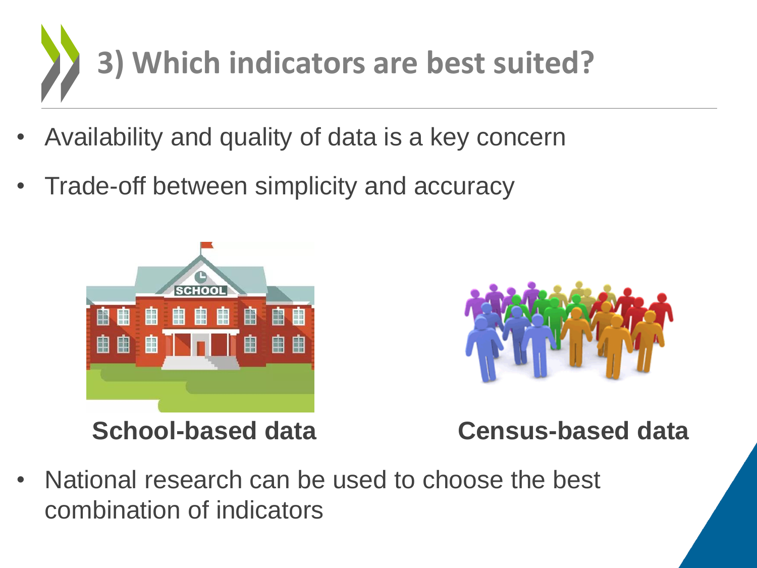# 3) Which indicators are best suited?

- Availability and quality of data is a key concern
- Trade-off between simplicity and accuracy

**School-based data**

**Census-based data**

- National research can be used to choose the best combination of indicators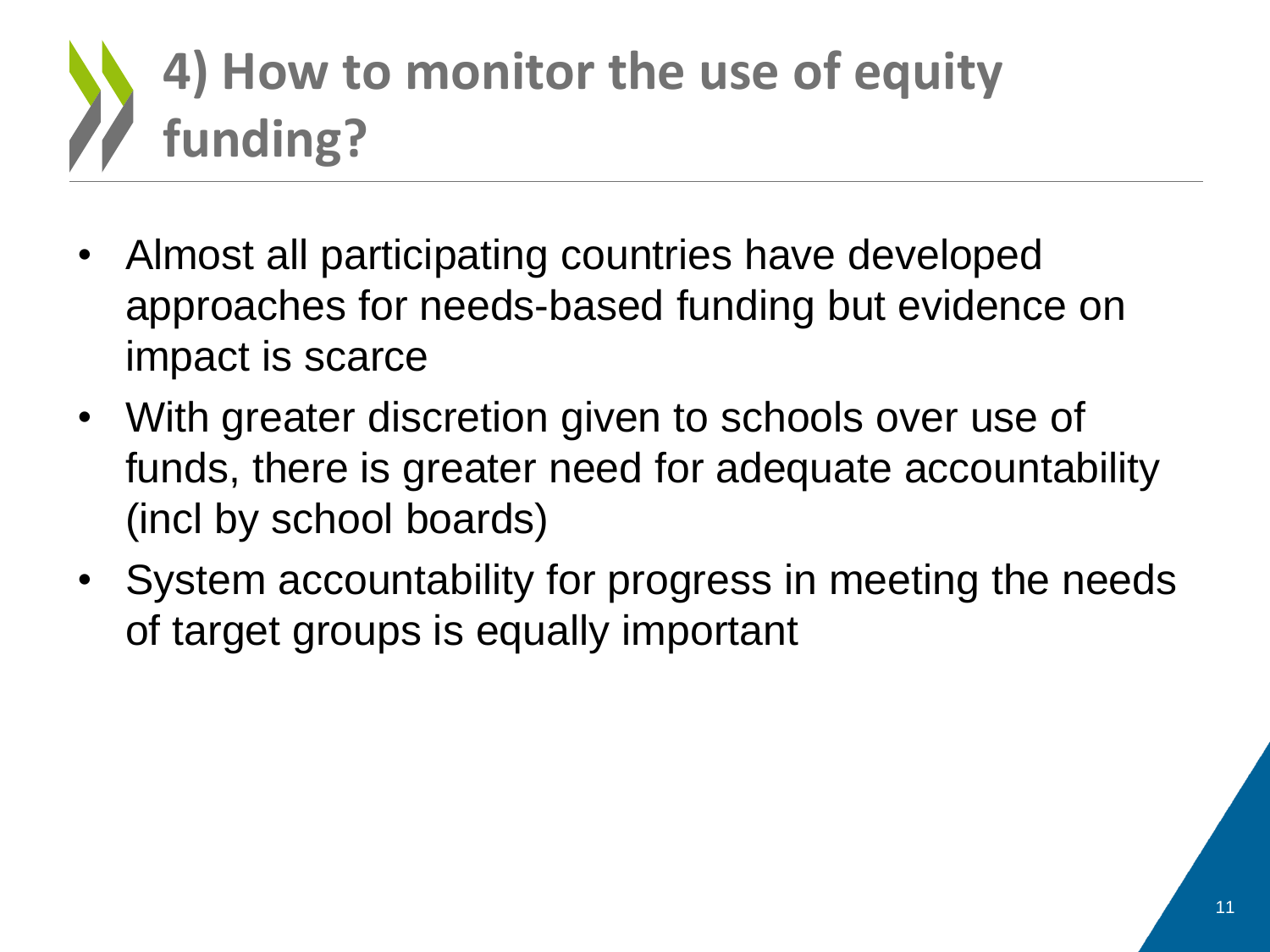# 4) How to monitor the use of equity funding?

- Almost all participating countries have developed approaches for needs-based funding but evidence on impact is scarce
- With greater discretion given to schools over use of funds, there is greater need for adequate accountability (incl by school boards)
- System accountability for progress in meeting the needs of target groups is equally important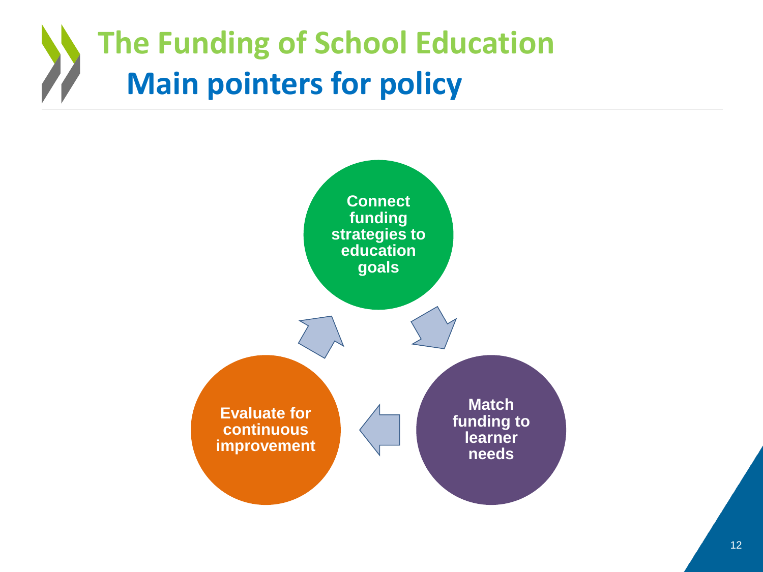# The Funding of School Education

## Main pointers for policy

- Connect funding strategies to education goals
- Match funding to learner needs
- Evaluate for continuous improvement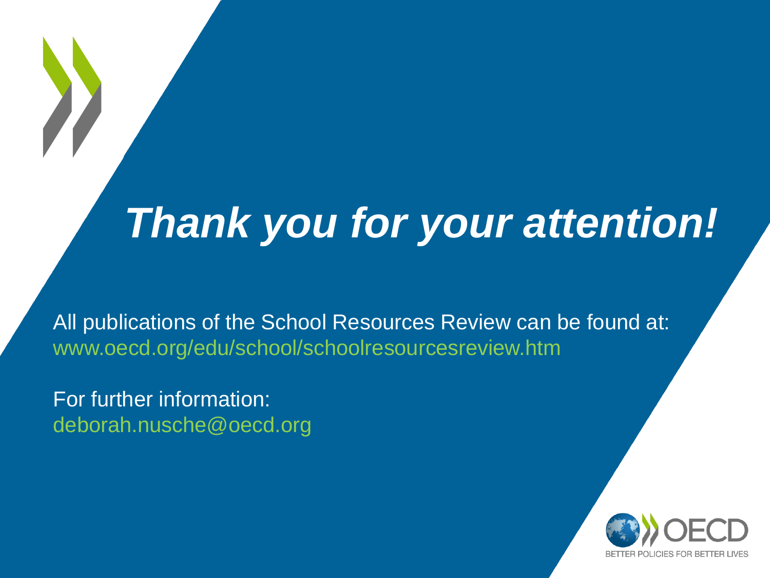# *Thank you for your attention!*

All publications of the School Resources Review can be found at:
www.oecd.org/edu/school/schoolresourcesreview.htm

For further information:
deborah.nusche@oecd.org

OECD
BETTER POLICIES FOR BETTER LIVES